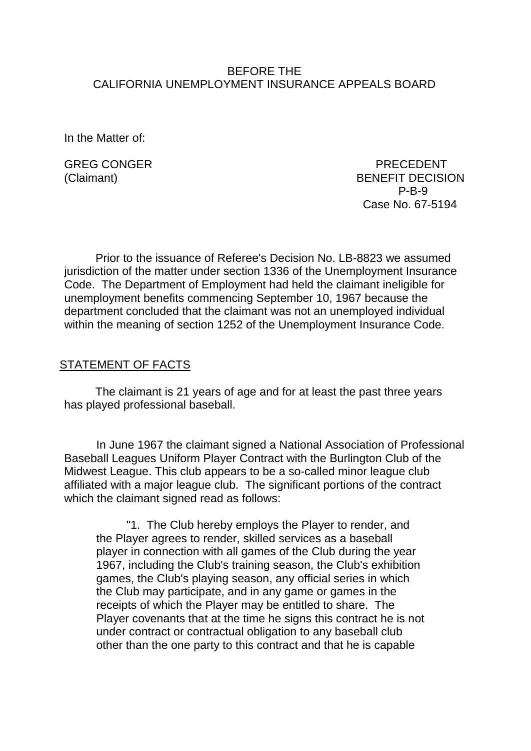BEFORE THE
CALIFORNIA UNEMPLOYMENT INSURANCE APPEALS BOARD

In the Matter of:

GREG CONGER
(Claimant)

PRECEDENT
BENEFIT DECISION
P-B-9
Case No. 67-5194

Prior to the issuance of Referee's Decision No. LB-8823 we assumed jurisdiction of the matter under section 1336 of the Unemployment Insurance Code. The Department of Employment had held the claimant ineligible for unemployment benefits commencing September 10, 1967 because the department concluded that the claimant was not an unemployed individual within the meaning of section 1252 of the Unemployment Insurance Code.

## STATEMENT OF FACTS

The claimant is 21 years of age and for at least the past three years has played professional baseball.

In June 1967 the claimant signed a National Association of Professional Baseball Leagues Uniform Player Contract with the Burlington Club of the Midwest League. This club appears to be a so-called minor league club affiliated with a major league club. The significant portions of the contract which the claimant signed read as follows:

> "1. The Club hereby employs the Player to render, and the Player agrees to render, skilled services as a baseball player in connection with all games of the Club during the year 1967, including the Club's training season, the Club's exhibition games, the Club's playing season, any official series in which the Club may participate, and in any game or games in the receipts of which the Player may be entitled to share. The Player covenants that at the time he signs this contract he is not under contract or contractual obligation to any baseball club other than the one party to this contract and that he is capable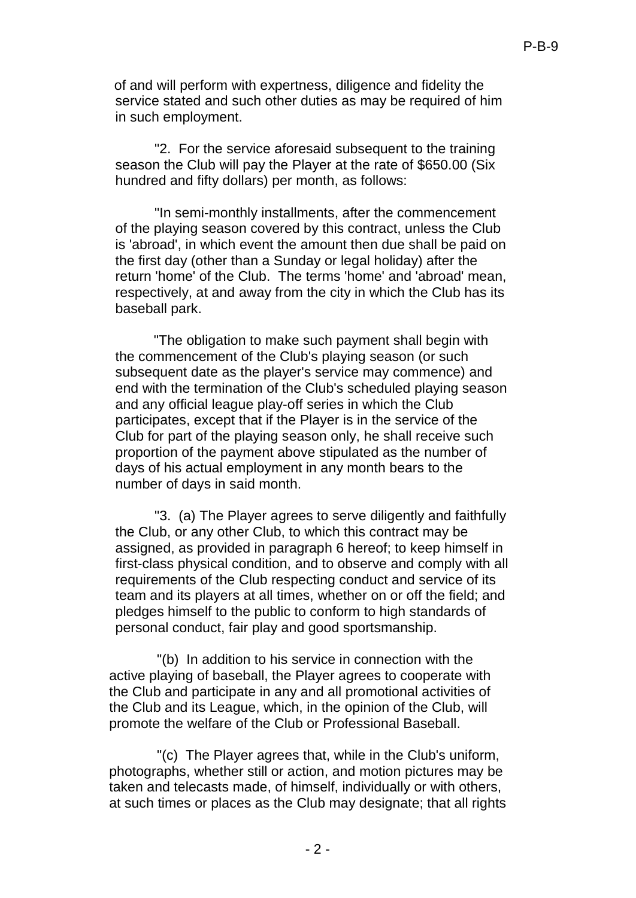of and will perform with expertness, diligence and fidelity the service stated and such other duties as may be required of him in such employment.

"2. For the service aforesaid subsequent to the training season the Club will pay the Player at the rate of $650.00 (Six hundred and fifty dollars) per month, as follows:

"In semi-monthly installments, after the commencement of the playing season covered by this contract, unless the Club is 'abroad', in which event the amount then due shall be paid on the first day (other than a Sunday or legal holiday) after the return 'home' of the Club. The terms 'home' and 'abroad' mean, respectively, at and away from the city in which the Club has its baseball park.

"The obligation to make such payment shall begin with the commencement of the Club's playing season (or such subsequent date as the player's service may commence) and end with the termination of the Club's scheduled playing season and any official league play-off series in which the Club participates, except that if the Player is in the service of the Club for part of the playing season only, he shall receive such proportion of the payment above stipulated as the number of days of his actual employment in any month bears to the number of days in said month.

"3. (a) The Player agrees to serve diligently and faithfully the Club, or any other Club, to which this contract may be assigned, as provided in paragraph 6 hereof; to keep himself in first-class physical condition, and to observe and comply with all requirements of the Club respecting conduct and service of its team and its players at all times, whether on or off the field; and pledges himself to the public to conform to high standards of personal conduct, fair play and good sportsmanship.

"(b) In addition to his service in connection with the active playing of baseball, the Player agrees to cooperate with the Club and participate in any and all promotional activities of the Club and its League, which, in the opinion of the Club, will promote the welfare of the Club or Professional Baseball.

"(c) The Player agrees that, while in the Club's uniform, photographs, whether still or action, and motion pictures may be taken and telecasts made, of himself, individually or with others, at such times or places as the Club may designate; that all rights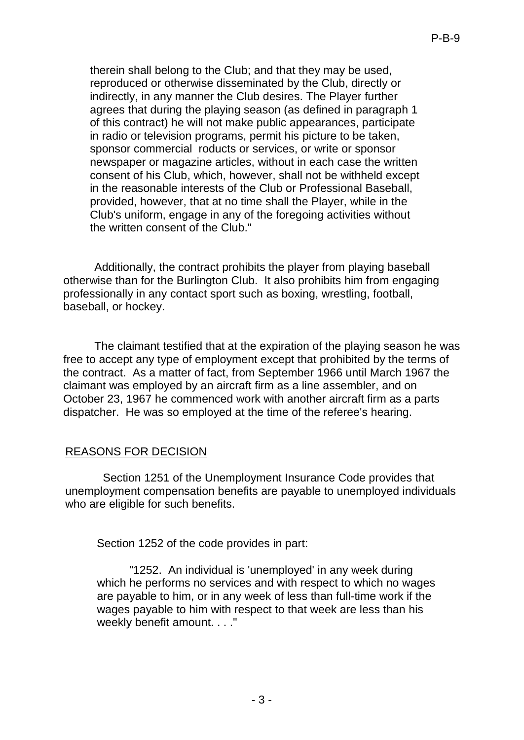therein shall belong to the Club; and that they may be used, reproduced or otherwise disseminated by the Club, directly or indirectly, in any manner the Club desires. The Player further agrees that during the playing season (as defined in paragraph 1 of this contract) he will not make public appearances, participate in radio or television programs, permit his picture to be taken, sponsor commercial roducts or services, or write or sponsor newspaper or magazine articles, without in each case the written consent of his Club, which, however, shall not be withheld except in the reasonable interests of the Club or Professional Baseball, provided, however, that at no time shall the Player, while in the Club's uniform, engage in any of the foregoing activities without the written consent of the Club."

Additionally, the contract prohibits the player from playing baseball otherwise than for the Burlington Club. It also prohibits him from engaging professionally in any contact sport such as boxing, wrestling, football, baseball, or hockey.

The claimant testified that at the expiration of the playing season he was free to accept any type of employment except that prohibited by the terms of the contract. As a matter of fact, from September 1966 until March 1967 the claimant was employed by an aircraft firm as a line assembler, and on October 23, 1967 he commenced work with another aircraft firm as a parts dispatcher. He was so employed at the time of the referee's hearing.

## REASONS FOR DECISION

Section 1251 of the Unemployment Insurance Code provides that unemployment compensation benefits are payable to unemployed individuals who are eligible for such benefits.

Section 1252 of the code provides in part:

"1252. An individual is 'unemployed' in any week during which he performs no services and with respect to which no wages are payable to him, or in any week of less than full-time work if the wages payable to him with respect to that week are less than his weekly benefit amount. . . ."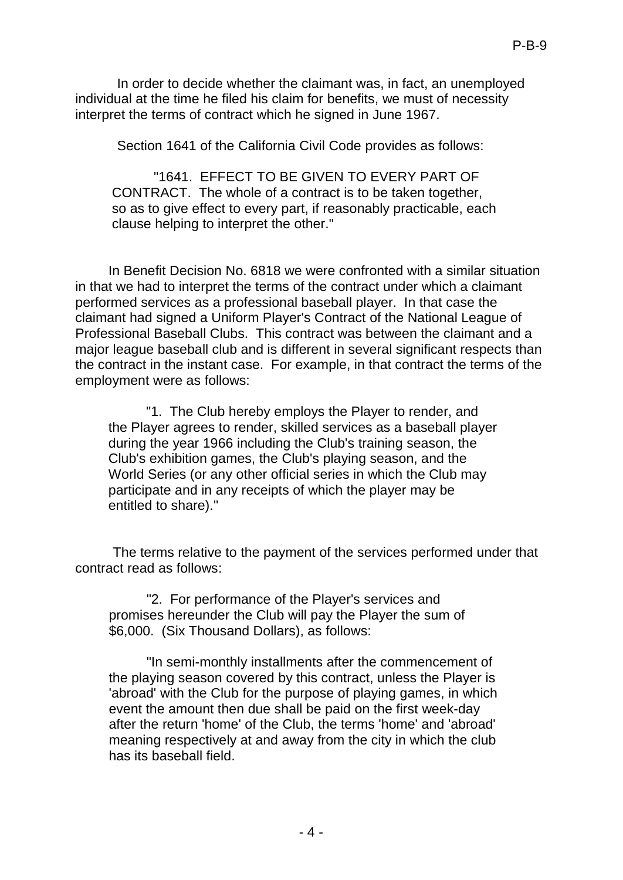In order to decide whether the claimant was, in fact, an unemployed individual at the time he filed his claim for benefits, we must of necessity interpret the terms of contract which he signed in June 1967.

Section 1641 of the California Civil Code provides as follows:

> "1641. EFFECT TO BE GIVEN TO EVERY PART OF CONTRACT. The whole of a contract is to be taken together, so as to give effect to every part, if reasonably practicable, each clause helping to interpret the other."

In Benefit Decision No. 6818 we were confronted with a similar situation in that we had to interpret the terms of the contract under which a claimant performed services as a professional baseball player. In that case the claimant had signed a Uniform Player's Contract of the National League of Professional Baseball Clubs. This contract was between the claimant and a major league baseball club and is different in several significant respects than the contract in the instant case. For example, in that contract the terms of the employment were as follows:

> "1. The Club hereby employs the Player to render, and the Player agrees to render, skilled services as a baseball player during the year 1966 including the Club's training season, the Club's exhibition games, the Club's playing season, and the World Series (or any other official series in which the Club may participate and in any receipts of which the player may be entitled to share)."

The terms relative to the payment of the services performed under that contract read as follows:

> "2. For performance of the Player's services and promises hereunder the Club will pay the Player the sum of \$6,000. (Six Thousand Dollars), as follows:
>
> "In semi-monthly installments after the commencement of the playing season covered by this contract, unless the Player is 'abroad' with the Club for the purpose of playing games, in which event the amount then due shall be paid on the first week-day after the return 'home' of the Club, the terms 'home' and 'abroad' meaning respectively at and away from the city in which the club has its baseball field.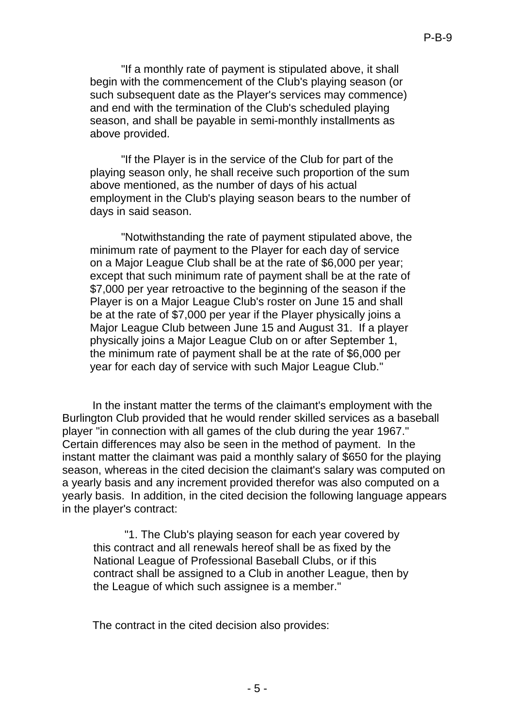> "If a monthly rate of payment is stipulated above, it shall begin with the commencement of the Club's playing season (or such subsequent date as the Player's services may commence) and end with the termination of the Club's scheduled playing season, and shall be payable in semi-monthly installments as above provided.
>
> "If the Player is in the service of the Club for part of the playing season only, he shall receive such proportion of the sum above mentioned, as the number of days of his actual employment in the Club's playing season bears to the number of days in said season.
>
> "Notwithstanding the rate of payment stipulated above, the minimum rate of payment to the Player for each day of service on a Major League Club shall be at the rate of $6,000 per year; except that such minimum rate of payment shall be at the rate of $7,000 per year retroactive to the beginning of the season if the Player is on a Major League Club's roster on June 15 and shall be at the rate of $7,000 per year if the Player physically joins a Major League Club between June 15 and August 31. If a player physically joins a Major League Club on or after September 1, the minimum rate of payment shall be at the rate of $6,000 per year for each day of service with such Major League Club."

In the instant matter the terms of the claimant's employment with the Burlington Club provided that he would render skilled services as a baseball player "in connection with all games of the club during the year 1967." Certain differences may also be seen in the method of payment. In the instant matter the claimant was paid a monthly salary of $650 for the playing season, whereas in the cited decision the claimant's salary was computed on a yearly basis and any increment provided therefor was also computed on a yearly basis. In addition, in the cited decision the following language appears in the player's contract:

> "1. The Club's playing season for each year covered by this contract and all renewals hereof shall be as fixed by the National League of Professional Baseball Clubs, or if this contract shall be assigned to a Club in another League, then by the League of which such assignee is a member."

The contract in the cited decision also provides: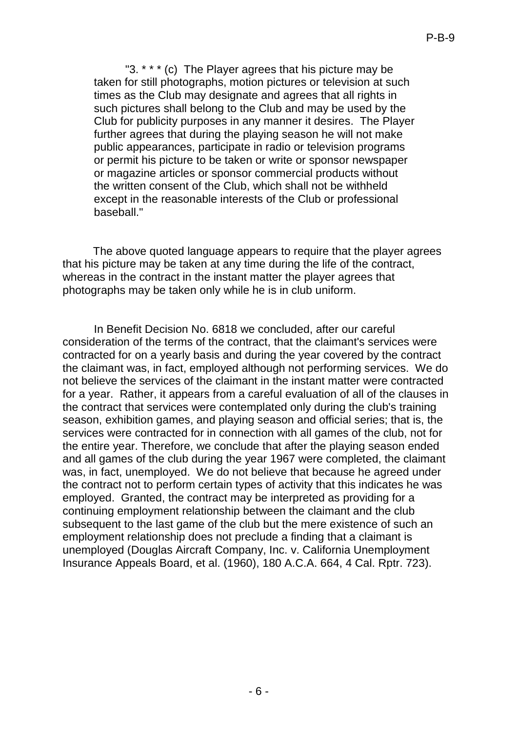> "3. * * * (c) The Player agrees that his picture may be taken for still photographs, motion pictures or television at such times as the Club may designate and agrees that all rights in such pictures shall belong to the Club and may be used by the Club for publicity purposes in any manner it desires. The Player further agrees that during the playing season he will not make public appearances, participate in radio or television programs or permit his picture to be taken or write or sponsor newspaper or magazine articles or sponsor commercial products without the written consent of the Club, which shall not be withheld except in the reasonable interests of the Club or professional baseball."

The above quoted language appears to require that the player agrees that his picture may be taken at any time during the life of the contract, whereas in the contract in the instant matter the player agrees that photographs may be taken only while he is in club uniform.

In Benefit Decision No. 6818 we concluded, after our careful consideration of the terms of the contract, that the claimant's services were contracted for on a yearly basis and during the year covered by the contract the claimant was, in fact, employed although not performing services. We do not believe the services of the claimant in the instant matter were contracted for a year. Rather, it appears from a careful evaluation of all of the clauses in the contract that services were contemplated only during the club's training season, exhibition games, and playing season and official series; that is, the services were contracted for in connection with all games of the club, not for the entire year. Therefore, we conclude that after the playing season ended and all games of the club during the year 1967 were completed, the claimant was, in fact, unemployed. We do not believe that because he agreed under the contract not to perform certain types of activity that this indicates he was employed. Granted, the contract may be interpreted as providing for a continuing employment relationship between the claimant and the club subsequent to the last game of the club but the mere existence of such an employment relationship does not preclude a finding that a claimant is unemployed (Douglas Aircraft Company, Inc. v. California Unemployment Insurance Appeals Board, et al. (1960), 180 A.C.A. 664, 4 Cal. Rptr. 723).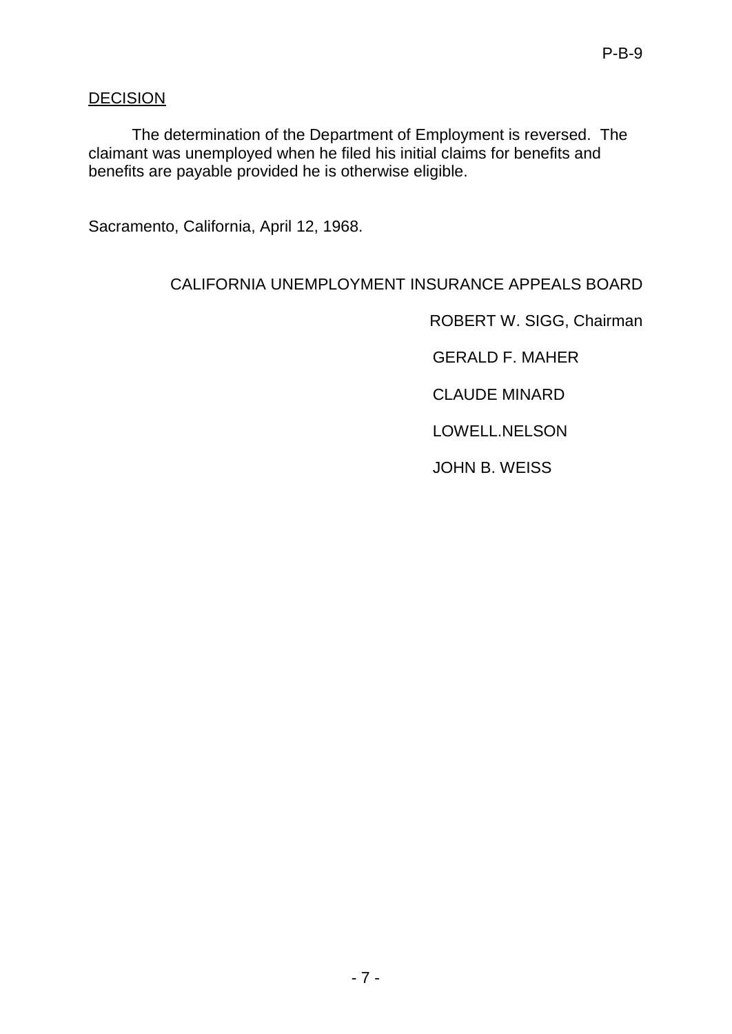DECISION

The determination of the Department of Employment is reversed. The claimant was unemployed when he filed his initial claims for benefits and benefits are payable provided he is otherwise eligible.

Sacramento, California, April 12, 1968.

CALIFORNIA UNEMPLOYMENT INSURANCE APPEALS BOARD

ROBERT W. SIGG, Chairman

GERALD F. MAHER

CLAUDE MINARD

LOWELL.NELSON

JOHN B. WEISS